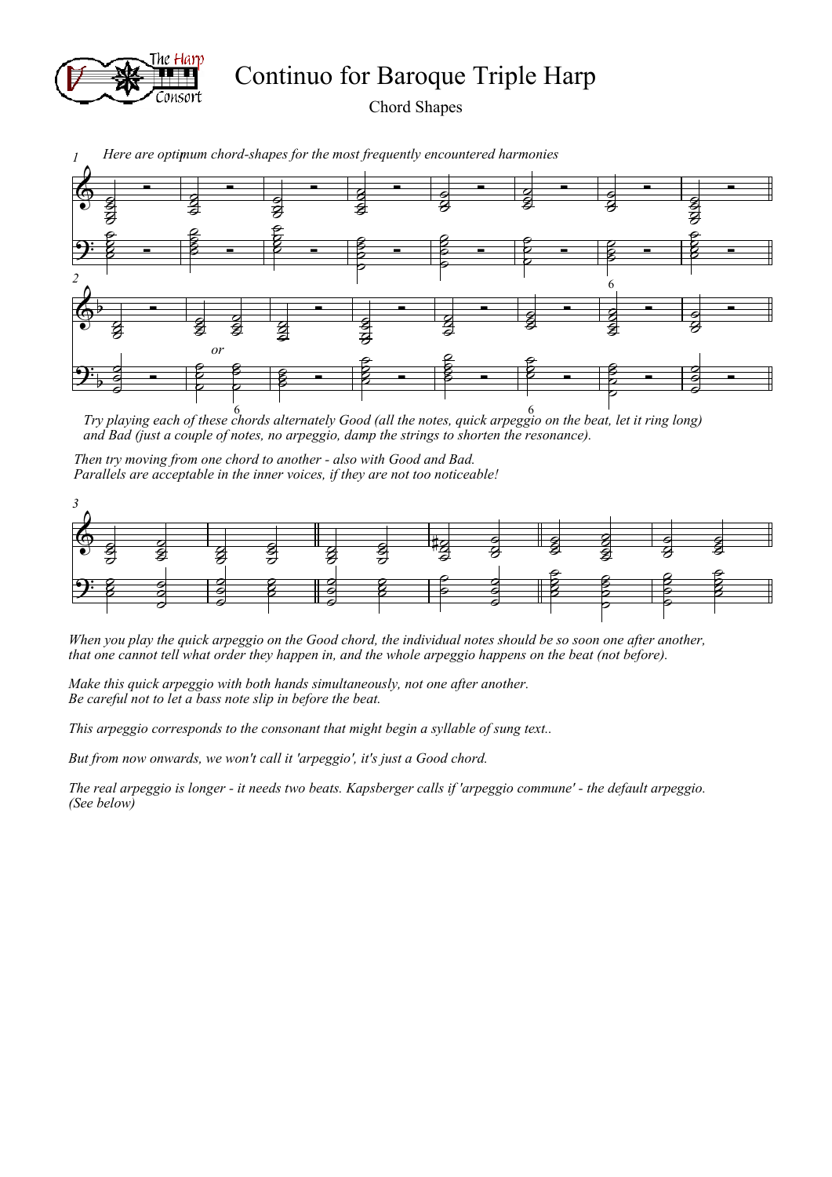# Continuo for Baroque Triple Harp

Chord Shapes

*Here are optimum chord-shapes for the most frequently encountered harmonies*

*Try playing each of these chords alternately Good (all the notes, quick arpeggio on the beat, let it ring long) and Bad (just a couple of notes, no arpeggio, damp the strings to shorten the resonance).*

*Then try moving from one chord to another - also with Good and Bad.*
*Parallels are acceptable in the inner voices, if they are not too noticeable!*

*When you play the quick arpeggio on the Good chord, the individual notes should be so soon one after another, that one cannot tell what order they happen in, and the whole arpeggio happens on the beat (not before).*

*Make this quick arpeggio with both hands simultaneously, not one after another.*
*Be careful not to let a bass note slip in before the beat.*

*This arpeggio corresponds to the consonant that might begin a syllable of sung text..*

*But from now onwards, we won't call it 'arpeggio', it's just a Good chord.*

*The real arpeggio is longer - it needs two beats. Kapsberger calls if 'arpeggio commune' - the default arpeggio. (See below)*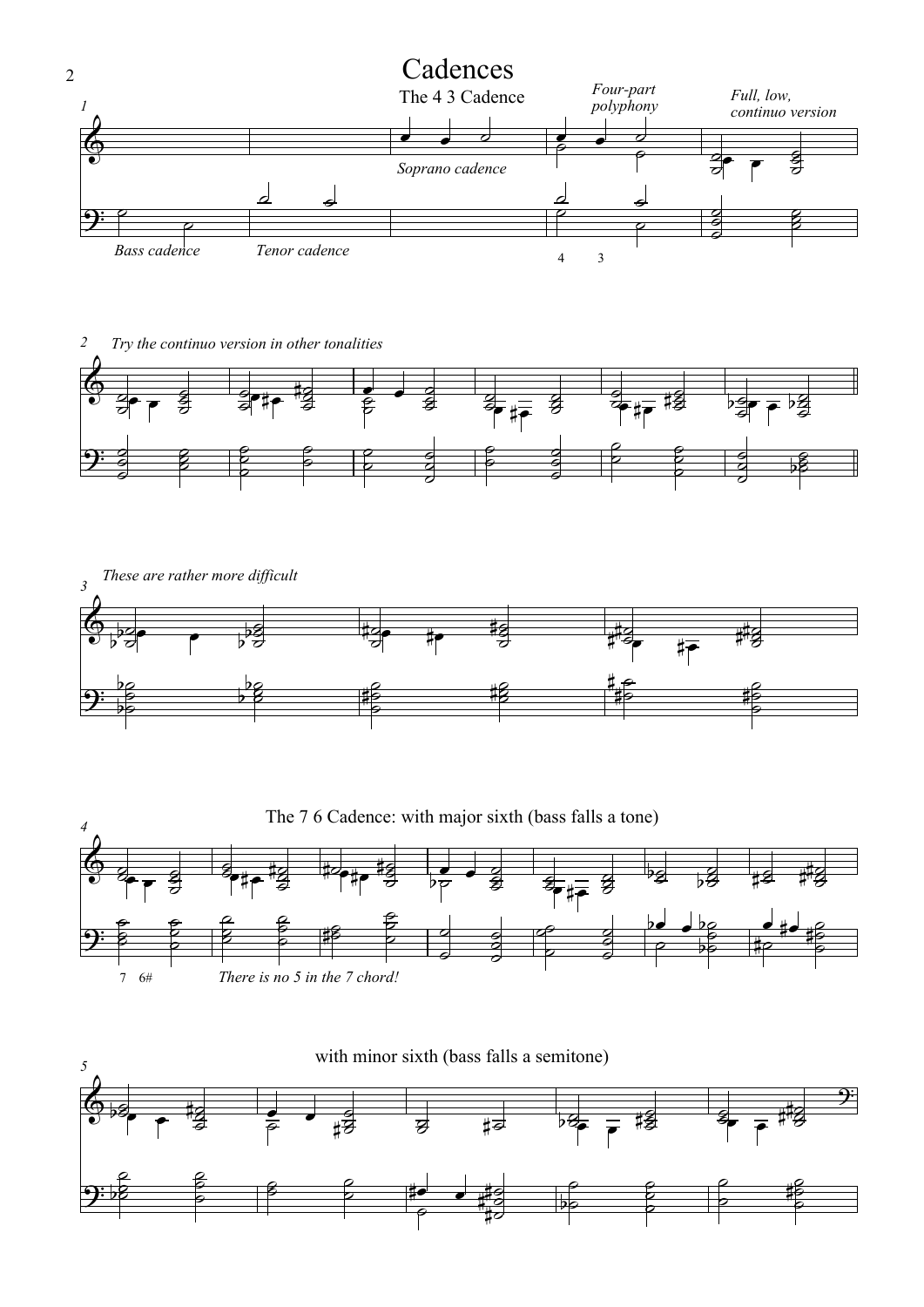# Cadences

## The 4 3 Cadence

*Four-part polyphony*

*Full, low, continuo version*

1

*Soprano cadence*

*Bass cadence*

*Tenor cadence*

4 3

2 *Try the continuo version in other tonalities*

3 *These are rather more difficult*

## The 7 6 Cadence: with major sixth (bass falls a tone)

4

7 6#

*There is no 5 in the 7 chord!*

## with minor sixth (bass falls a semitone)

5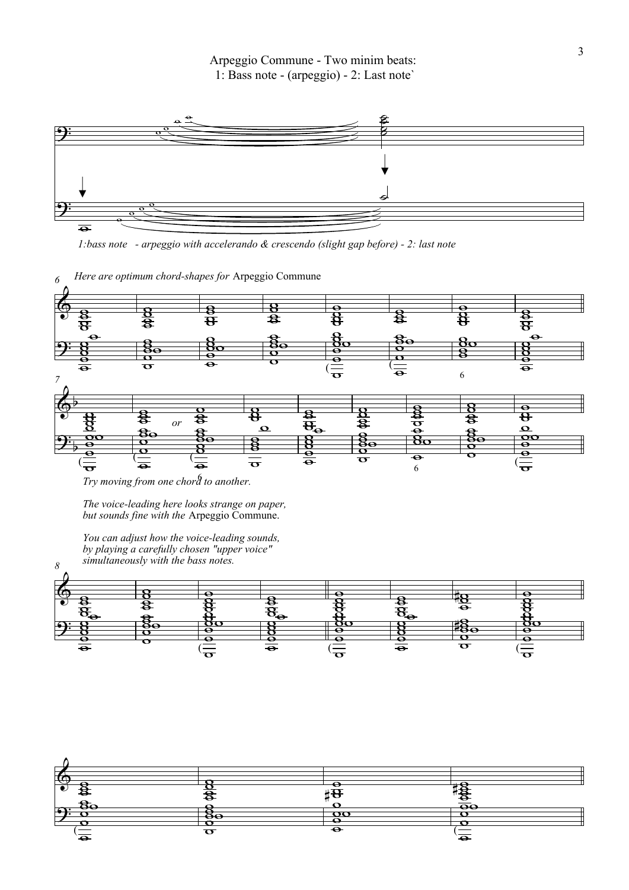# Arpeggio Commune - Two minim beats:
## 1: Bass note - (arpeggio) - 2: Last note`

*1:bass note - arpeggio with accelerando & crescendo (slight gap before) - 2: last note*

*Here are optimum chord-shapes for* Arpeggio Commune

*or*

*Try moving from one chord to another.*

*The voice-leading here looks strange on paper, but sounds fine with the* Arpeggio Commune*.*

*You can adjust how the voice-leading sounds, by playing a carefully chosen "upper voice" simultaneously with the bass notes.*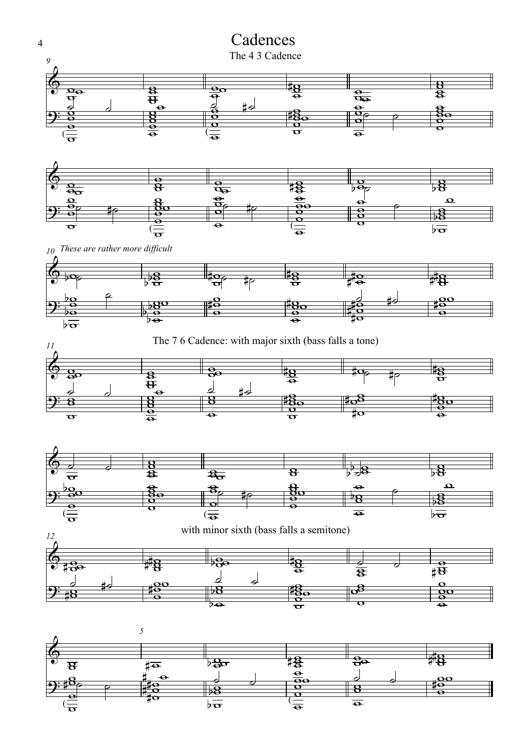# Cadences

The 4 3 Cadence

*These are rather more difficult*

The 7 6 Cadence: with major sixth (bass falls a tone)

with minor sixth (bass falls a semitone)